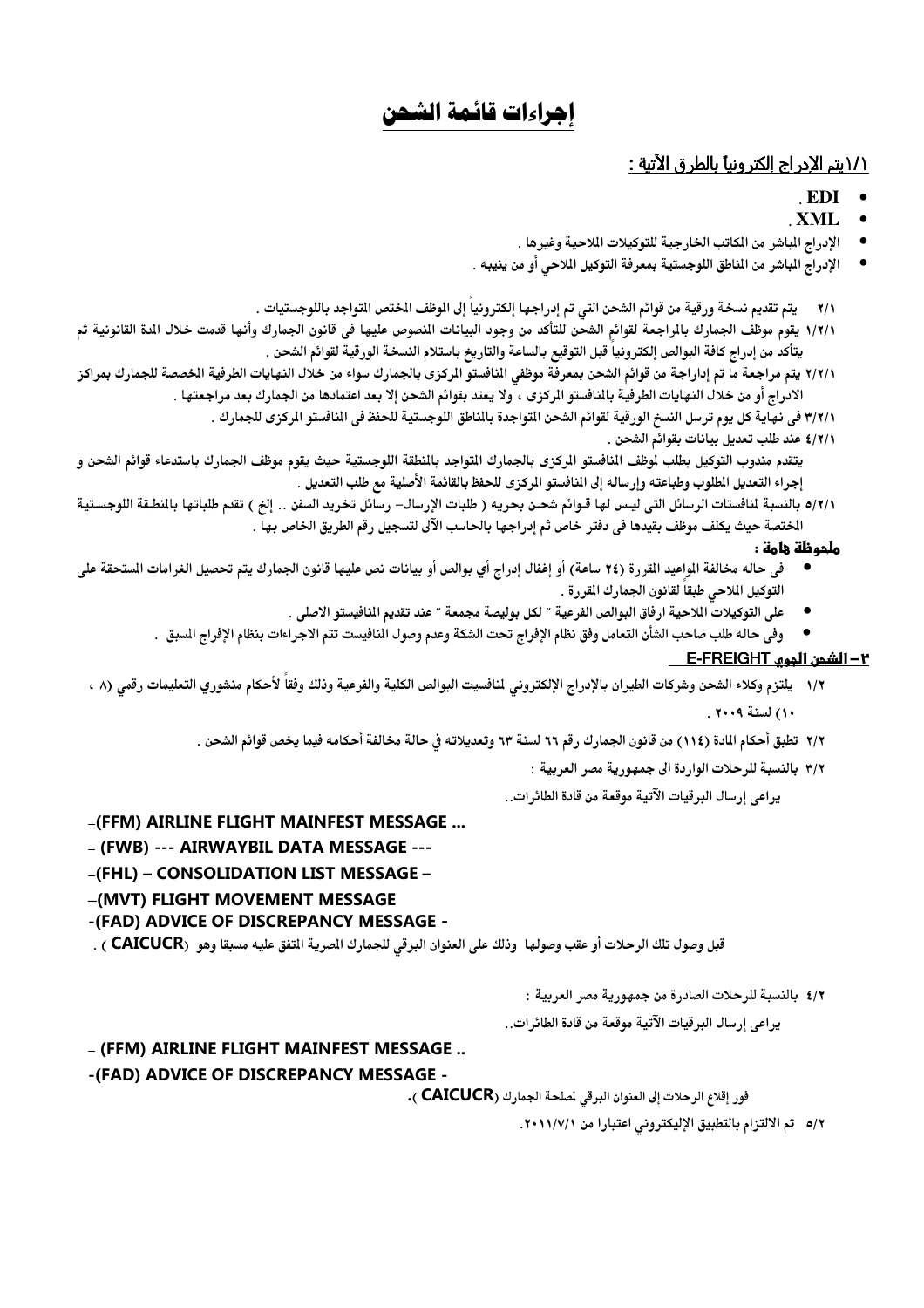# إجراءات قائمة الشحن

## ١/١يتم الإدراج إلكترونياً بالطرق الآتية :

- EDI .
- XML .
- الإدراج المباشر من المكاتب الخارجية للتوكيلات الملاحية وغيرها .
- الإدراج المباشر من المناطق اللوجستية بمعرفة التوكيل الملاحي أو من ينيبه .

٢/١ يتم تقديم نسخة ورقية من قوائم الشحن التي تم إدراجها إلكترونياً إلى الموظف المختص المتواجد باللوجستيات .

١/٢/١ يقوم موظف الجمارك بالمراجعة لقوائم الشحن للتأكد من وجود البيانات المنصوص عليها في قانون الجمارك وأنها قدمت خلال المدة القانونية ثم يتأكد من إدراج كافة البوالص إلكترونياً قبل التوقيع بالساعة والتاريخ باستلام النسخة الورقية لقوائم الشحن .

٢/٢/١ يتم مراجعة ما تم إداراجة من قوائم الشحن بمعرفة موظفي المنافستو المركزى بالجمارك سواء من خلال النهايات الطرفية المخصصة للجمارك بمراكز الادراج أو من خلال النهايات الطرفية بالمنافستو المركزى ، ولا يعتد بقوائم الشحن إلا بعد اعتمادها من الجمارك بعد مراجعتها .

٣/٢/١ فى نهاية كل يوم ترسل النسخ الورقية لقوائم الشحن المتواجدة بالمناطق اللوجستية للحفظ فى المنافستو المركزى للجمارك .

٤/٢/١ عند طلب تعديل بيانات بقوائم الشحن .

يتقدم مندوب التوكيل بطلب لموظف المنافستو المركزى بالجمارك المتواجد بالمنطقة اللوجستية حيث يقوم موظف الجمارك باستدعاء قوائم الشحن و إجراء التعديل المطلوب وطباعته وإرساله إلى المنافستو المركزى للحفظ بالقائمة الأصلية مع طلب التعديل .

٥/٢/١ بالنسبة لمنافستات الرسائل التى ليس لها قوائم شحن بحريه ( طلبات الإرسال– رسائل تخريد السفن .. إلخ ) تقدم طلباتها بالمنطقة اللوجستية المختصة حيث يكلف موظف بقيدها فى دفتر خاص ثم إدراجها بالحاسب الآلى لتسجيل رقم الطريق الخاص بها .

**ملحوظة هامة :**

- فى حاله مخالفة المواعيد المقررة (٢٤ ساعة) أو إغفال إدراج أي بوالص أو بيانات نص عليها قانون الجمارك يتم تحصيل الغرامات المستحقة على التوكيل الملاحي طبقاً لقانون الجمارك المقررة .
- على التوكيلات الملاحية ارفاق البوالص الفرعية " لكل بوليصة مجمعة " عند تقديم المانيفستو الاصلى .
- وفى حاله طلب صاحب الشأن التعامل وفق نظام الإفراج تحت الشكة وعدم وصول المانيفيست تتم الاجراءات بنظام الإفراج المسبق .

## ٣– الشحن الجوي E-FREIGHT

١/٢ يلتزم وكلاء الشحن وشركات الطيران بالإدراج الإلكتروني لمانفسيت البوالص الكلية والفرعية وذلك وفقاً لأحكام منشوري التعليمات رقمي (٨ ، ١٠) لسنة ٢٠٠٩ .

٢/٢ تطبق أحكام المادة (١١٤) من قانون الجمارك رقم ٦٦ لسنة ٦٣ وتعديلاته في حالة مخالفة أحكامه فيما يخص قوائم الشحن .

٣/٢ بالنسبة للرحلات الواردة الى جمهورية مصر العربية :

يراعى إرسال البرقيات الآتية موقعة من قادة الطائرات..

- –(FFM) AIRLINE FLIGHT MAINFEST MESSAGE ...
- – (FWB) --- AIRWAYBIL DATA MESSAGE ---
- –(FHL) – CONSOLIDATION LIST MESSAGE –
- –(MVT) FLIGHT MOVEMENT MESSAGE
- -(FAD) ADVICE OF DISCREPANCY MESSAGE -

قبل وصول تلك الرحلات أو عقب وصولها وذلك على العنوان البرقي للجمارك المصرية المتفق عليه مسبقا وهو (CAICUCR) .

٤/٢ بالنسبة للرحلات الصادرة من جمهورية مصر العربية :

يراعى إرسال البرقيات الآتية موقعة من قادة الطائرات..

- – (FFM) AIRLINE FLIGHT MAINFEST MESSAGE ..
- -(FAD) ADVICE OF DISCREPANCY MESSAGE -

فور إقلاع الرحلات إلى العنوان البرقي لمصلحة الجمارك (CAICUCR).

٥/٢ تم الالتزام بالتطبيق الإليكتروني اعتبارا من ٢٠١١/٧/١.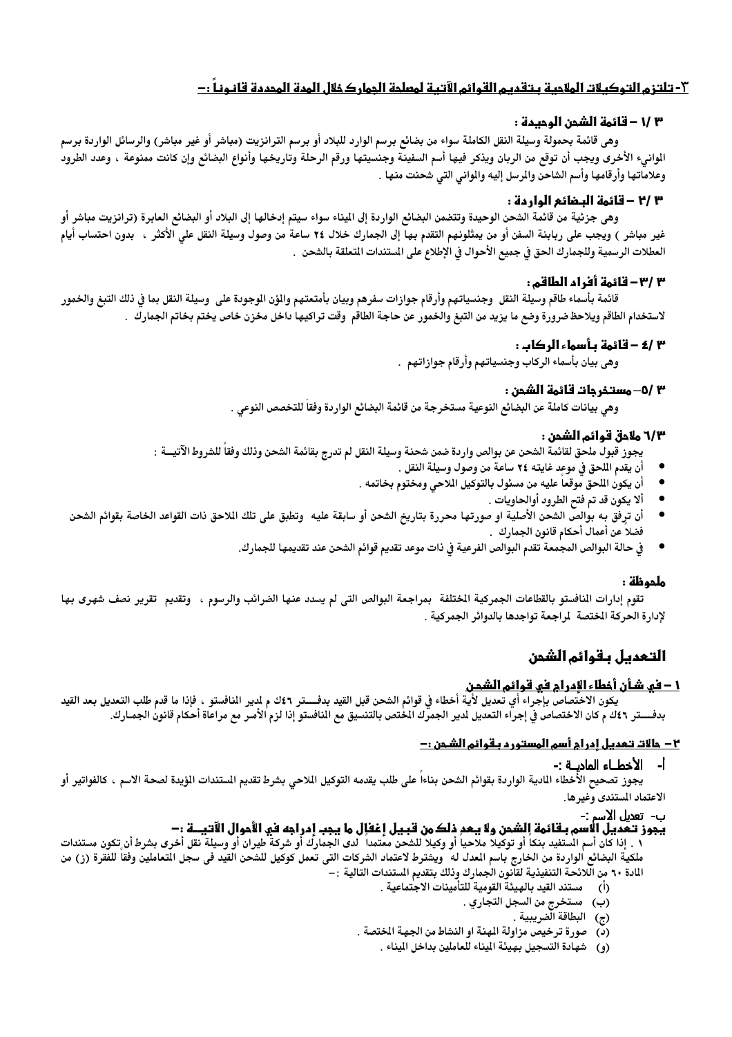## ٣- تلتزم التوكيلات الملاحية بتقديم القوائم الآتية لمصلحة الجمارك خلال المدة المحددة قانوناً :-

### ٣ /١ – قائمة الشحن الوحيدة :

وهى قائمة بحمولة وسيلة النقل الكاملة سواء من بضائع برسم الوارد للبلاد أو برسم الترانزيت (مباشر أو غير مباشر) والرسائل الواردة برسم الموانيء الأخرى ويجب أن توقع من الربان ويذكر فيها أسم السفينة وجنسيتها ورقم الرحلة وتاريخها وأنواع البضائع وإن كانت ممنوعة ، وعدد الطرود وعلاماتها وأرقامها وأسم الشاحن والمرسل إليه والموانى التي شحنت منها .

### ٣ /٢ – قائمة البضائع الواردة :

وهى جزئية من قائمة الشحن الوحيدة وتتضمن البضائع الواردة إلى الميناء سواء سيتم إدخالها إلى البلاد أو البضائع العابرة (ترانزيت مباشر أو غير مباشر ) ويجب على ربابنة السفن أو من يمثلونهم التقدم بها إلى الجمارك خلال ٢٤ ساعة من وصول وسيلة النقل علي الأكثر ، بدون احتساب أيام العطلات الرسمية وللجمارك الحق في جميع الأحوال في الإطلاع على المستندات المتعلقة بالشحن .

### ٣ /٣ – قائمة أفراد الطاقم :

قائمة بأسماء طاقم وسيلة النقل وجنسياتهم وأرقام جوازات سفرهم وبيان بأمتعتهم والمؤن الموجودة على وسيلة النقل بما في ذلك التبغ والخمور لاستخدام الطاقم ويلاحظ ضرورة وضع ما يزيد من التبغ والخمور عن حاجة الطاقم وقت تراكيها داخل مخزن خاص يختم بخاتم الجمارك .

### ٣ /٤ – قائمة بأسماء الركاب :

وهى بيان بأسماء الركاب وجنسياتهم وأرقام جوازاتهم .

### ٣ /٥– مستخرجات قائمة الشحن :

وهي بيانات كاملة عن البضائع النوعية مستخرجة من قائمة البضائع الواردة وفقاً للتخصص النوعي .

### ٦/٣ ملاحق قوائم الشحن :

يجوز قبول ملحق لقائمة الشحن عن بوالص واردة ضمن شحنة وسيلة النقل لم تدرج بقائمة الشحن وذلك وفقاً للشروط الآتيــة :

- أن يقدم الملحق في موعد غايته ٢٤ ساعة من وصول وسيلة النقل .
- أن يكون الملحق موقعاً عليه من مسئول بالتوكيل الملاحي ومختوم بخاتمه .
- ألا يكون قد تم فتح الطرود أوالحاويات .
- أن ترفق به بوالص الشحن الأصلية او صورتها محررة بتاريخ الشحن أو سابقة عليه وتطبق على تلك الملاحق ذات القواعد الخاصة بقوائم الشحن فضلاً عن أعمال أحكام قانون الجمارك .
- في حالة البوالص المجمعة تقدم البوالص الفرعية في ذات موعد تقديم قوائم الشحن عند تقديمها للجمارك.

### ملحوظة :

تقوم إدارات المانفستو بالقطاعات الجمركية المختلفة بمراجعة البوالص التى لم يسدد عنها الضرائب والرسوم ، وتقديم تقرير نصف شهرى بها لإدارة الحركة المختصة لمراجعة تواجدها بالدوائر الجمركية .

## التعديل بقوائم الشحن

### ١ – في شأن أخطاء الإدراج في قوائم الشحن

يكون الاختصاص بإجراء أي تعديل لأية أخطاء في قوائم الشحن قبل القيد بدفـــتر ٤٦ك م لمدير المانفستو ، فإذا ما قدم طلب التعديل بعد القيد بدفـــتر ٤٦ك م كان الاختصاص في إجراء التعديل لمدير الجمرك المختص بالتنسيق مع المانفستو إذا لزم الأمر مع مراعاة أحكام قانون الجمـارك.

### ٢ – حالات تعديل إدراج أسم المستورد بقوائم الشحن :-

**أ- الأخطـاء الماديــة :-**

يجوز تصحيح الأخطاء المادية الواردة بقوائم الشحن بناءاً على طلب يقدمه التوكيل الملاحي بشرط تقديم المستندات المؤيدة لصحة الاسم ، كالفواتير أو الاعتماد المستندى وغيرها.

**ب- تعديل الاسم :-**

**يجوز تعديل الاسم بقائمة الشحن ولا يعد ذلك من قبيل إغفال ما يجب إدراجه في الأحوال الآتيـــة :-**

١ . إذا كان أسم المستفيد بنكاً أو توكيلا ملاحياً أو وكيلا للشحن معتمداً لدى الجمارك أو شركة طيران أو وسيلة نقل أخرى بشرط أن تكون مستندات ملكية البضائع الواردة من الخارج باسم المعدل له ويشترط لاعتماد الشركات التى تعمل كوكيل للشحن القيد فى سجل المتعاملين وفقاً للفقرة (ز) من المادة ٦٠ من اللائحة التنفيذية لقانون الجمارك وذلك بتقديم المستندات التالية :–

(أ) مستند القيد بالهيئة القومية للتأمينات الاجتماعية .
(ب) مستخرج من السجل التجاري .
(ج) البطاقة الضريبية .
(د) صورة ترخيص مزاولة المهنة او النشاط من الجهة المختصة .
(و) شهادة التسجيل بهيئة الميناء للعاملين بداخل الميناء .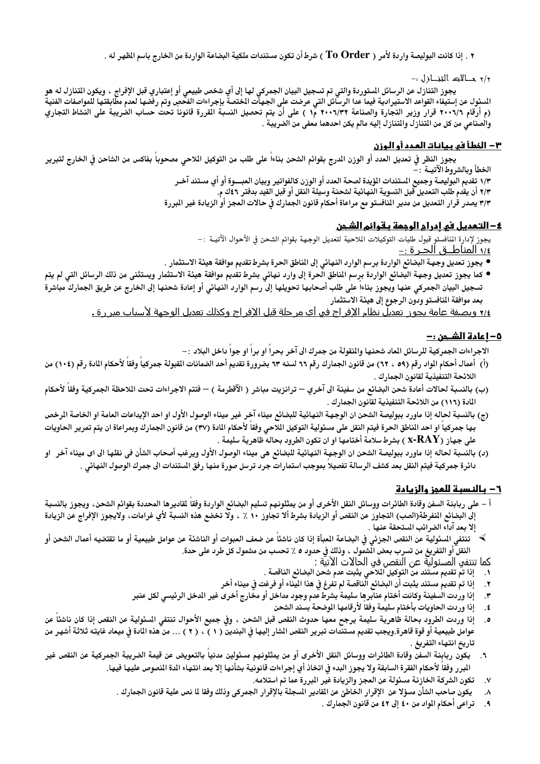٢ . إذا كانت البوليصة واردة لأمر ( To Order ) شرط أن تكون مستندات ملكية البضاعة الواردة من الخارج باسم المظهر له .

٢/٢ حـالات التنـازل :-

يجوز التنازل عن الرسائل المستوردة والتي تم تسجيل البيان الجمركي لها إلى أي شخص طبيعي أو إعتباري قبل الإفراج ، ويكون المتنازل له هو المسئول عن إستيفاء القواعد الاستيرادية فيما عدا الرسائل التي عرضت على الجهات المختصة بإجراءات الفحص وتم رفضها لعدم مطابقتها للمواصفات الفنية (م أرقام ٢٠٠٦/٦ قرار وزير التجارة والصناعة ٢٠٠٦/٣٢ م١ ) على أن يتم تحصيل النسبة المقررة قانونا تحت حساب الضريبة على النشاط التجاري والصناعي من كل من المتنازل والمتنازل إليه مالم يكن احدهما معفى من الضريبة .

## ٣- الخطأ في بيانات العدد أو الوزن

يجوز النظر في تعديل العدد أو الوزن المدرج بقوائم الشحن بناءاً على طلب من التوكيل الملاحي مصحوباً بفاكس من الشاحن في الخارج لتبرير الخطأ وبالشروط الآتيـة :-

١/٣ تقديم البوليصة وجميع المستندات المؤيدة لصحة العدد أو الوزن كالفواتير وبيان العبـــوة أو أي مستند آخـر

٢/٣ أن يقدم طلب التعديل قبل التسوية النهائية لشحنة وسيلة النقل أو قبل القيد بدفتر ٤٦ك م.

٣/٣ يصدر قرار التعديل من مدير المنافستو مع مراعاة أحكام قانون الجمارك في حالات العجز أو الزيادة غير المبررة

## ٤- التعديل في إدراج الوجهة بقوائم الشحن

يجوز لإدارة المنافستو قبول طلبات التوكيلات الملاحية لتعديل الوجهة بقوائم الشحن في الأحوال الآتيـة :-

<u>١/٤ المناطـق الحـرة :-</u>

- يجوز تعديل وجهة البضائع الواردة برسم الوارد النهائي إلى المناطق الحرة بشرط تقديم موافقة هيئة الاستثمار .
- كما يجوز تعديل وجهة البضائع الواردة برسم المناطق الحرة إلى وارد نهائي بشرط تقديم موافقة هيئة الاستثمار ويستثنى من ذلك الرسائل التي لم يتم تسجيل البيان الجمركي عنها ويجوز بناءاً على طلب أصحابها تحويلها إلى رسم الوارد النهائي أو إعادة شحنها إلى الخارج عن طريق الجمارك مباشرة بعد موافقة المنافستو ودون الرجوع إلى هيئة الاستثمار

<u>٢/٤ وبصفة عامة يجوز تعديل نظام الإفراج في أي مرحلة قبل الإفراج وكذلك تعديل الوجهة لأسباب مبررة .</u>

## ٥- إعادة الشحن :-

الاجراءات الجمركية للرسائل المعاد شحنها والمنقولة من جمرك الى آخر بحراً او براً او جواً داخل البلاد :-

(أ) أعمال أحكام المواد رقم (٥٩ ، ٦٢) من قانون الجمارك رقم ٦٦ لسنه ٦٣ بضرورة تقديم أحد الضمانات المقبولة جمركياً وفقاً لأحكام المادة رقم (١٠٤) من اللائحة التنفيذية لقانون الجمارك .

(ب) بالنسبة لحالات أعادة شحن البضائع من سفينة الى آخري – ترانزيت مباشر ( الآقطرمة ) – فتتم الاجراءات تحت الملاحظة الجمركية وفقاً لأحكام المادة (١١٦) من اللائحة التنفيذية لقانون الجمارك .

(ج) بالنسبة لحاله إذا ماورد ببوليصة الشحن ان الوجهة النهائية للبضائع ميناء آخر غير ميناء الوصول الأول او احد الإيداعات العامة او الخاصة المرخص بها جمركياً او احد المناطق الحرة فيتم النقل على مسئولية التوكيل الملاحي وفقاً لأحكام المادة (٣٧) من قانون الجمارك وبمراعاة ان يتم تمرير الحاويات على جهاز (X-RAY) بشرط سلامة أختامها او ان تكون الطرود بحالة ظاهرية سليمة .

(د) بالنسبة لحاله إذا ماورد ببوليصة الشحن ان الوجهة النهائية للبضائع هى ميناء الوصول الأول ويرغب أصحاب الشأن فى نقلها الى اى ميناء آخر او دائرة جمركية فيتم النقل بعد كشف الرسالة تفصيلاً بموجب استمارات جرد ترسل صورة منها رفق المستندات الى جمرك الوصول النهائي .

## ٦- بالنسبة للعجز والزيادة

أ – على ربابنة السفن وقادة الطائرات ووسائل النقل الأخرى أو من يمثلونهم تسليم البضائع الواردة وفقاً لمقاديرها المحددة بقوائم الشحن، ويجوز بالنسبة إلى البضائع المنفرطة(الصب) التجاوز عن النقص أو الزيادة بشرط ألا تجاوز ١٠ ٪ ، ولا تخضع هذه النسبة لأي غرامات، ولايجوز الإفراج عن الزيادة إلا بعد آداء الضرائب المستحقة عنها .

- تنتفي المسئولية عن النقص الجزئي في البضاعة المعبأة إذا كان ناشئاً عن ضعف العبوات أو الناشئة عن عوامل طبيعية أو ما تقتضيه أعمال الشحن أو النقل أو التفريغ من تسرب بعض المشمول ، وذلك في حدود ٥ ٪ تحسب من مشمول كل طرد على حدة.

كما تنتفي المسئولية عن النقص في الحالات الآتية :

١. إذا تم تقديم مستند من التوكيل الملاحي يثبت عدم شحن البضائع الناقصة .
٢. إذا تم تقديم مستند يثبت أن البضائع الناقصة لم تفرغ في هذا الميناء أو فرغت في ميناء أخر
٣. إذا وردت السفينة وكانت أختام عنابرها سليمة بشرط عدم وجود مداخل أو مخارج أخرى غير المدخل الرئيسي لكل عنبر
٤. إذا وردت الحاويات بأختام سليمة وفقاً لأرقامها الموضحة بسند الشحن
٥. إذا وردت الطرود بحالة ظاهرية سليمة يرجح معها حدوث النقص قبل الشحن ، وفي جميع الأحوال تنتفي المسئولية عن النقص إذا كان ناشئاً عن عوامل طبيعية أو قوة قاهرة.ويجب تقديم مستندات تبرير النقص المشار إليها في البندين ( ١ ) ، ( ٢ ) ... من هذه المادة في ميعاد غايته ثلاثة أشهر من تاريخ انتهاء التفريغ .
٦. يكون ربابنة السفن وقادة الطائرات ووسائل النقل الأخرى أو من يمثلونهم مسئولين مدنياً بالتعويض عن قيمة الضريبة الجمركية عن النقص غير المبرر وفقاً لأحكام الفقرة السابقة ولا يجوز البدء في اتخاذ أي إجراءات قانونية بشأنها إلا بعد انتهاء المدة المنصوص عليها فيها.
٧. تكون الشركة الخازنة مسئولة عن العجز والزيادة غير المبررة عما تم استلامه.
٨. يكون صاحب الشأن مسؤلاً عن الإقرار الخاطئ عن المقادير المسجلة بالإقرار الجمركى وذلك وفقا لما نص علية قانون الجمارك .
٩. تراعى أحكام المواد من ٤٠ إلى ٤٢ من قانون الجمارك .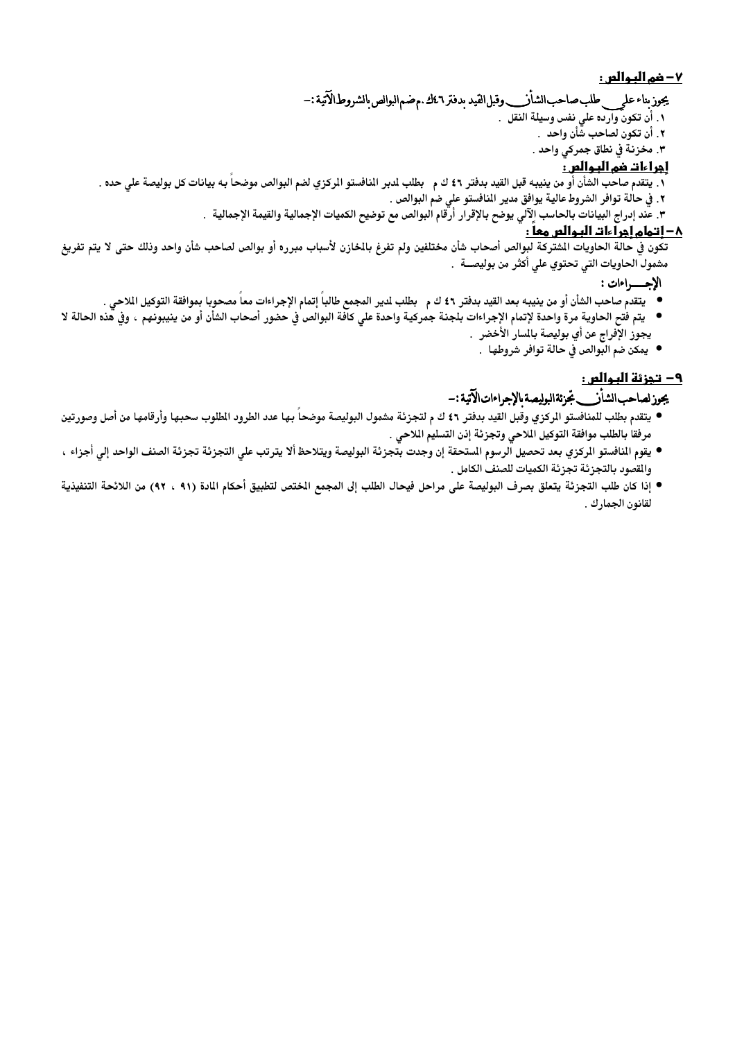## ٧- ضم البوالص :

**يجوز بناء علي طلب صاحب الشأن وقبل القيد بدفتر ٤٦ك.م ضم البوالص بالشروط الآتية :-**

١. أن تكون وارده علي نفس وسيلة النقل .
٢. أن تكون لصاحب شأن واحد .
٣. مخزنة في نطاق جمركي واحد .

### إجراءات ضم البوالص :

١. يتقدم صاحب الشأن أو من ينيبه قبل القيد بدفتر ٤٦ ك م بطلب لمدير المنافستو المركزي لضم البوالص موضحاً به بيانات كل بوليصة علي حده .
٢. في حالة توافر الشروط عالية يوافق مدير المنافستو علي ضم البوالص .
٣. عند إدراج البيانات بالحاسب الآلي يوضح بالإقرار أرقام البوالص مع توضيح الكميات الإجمالية والقيمة الإجمالية .

## ٨- إتمام إجراءات البوالص معاً :

تكون في حالة الحاويات المشتركة لبوالص أصحاب شأن مختلفين ولم تفرغ بالمخازن لأسباب مبرره أو بوالص لصاحب شأن واحد وذلك حتى لا يتم تفريغ مشمول الحاويات التي تحتوي علي أكثر من بوليصـــة .

### الإجـــــراءات :

- يتقدم صاحب الشأن أو من ينيبه بعد القيد بدفتر ٤٦ ك م بطلب لمدير المجمع طالباً إتمام الإجراءات معاً مصحوبا بموافقة التوكيل الملاحي .
- يتم فتح الحاوية مرة واحدة لإتمام الإجراءات بلجنة جمركية واحدة علي كافة البوالص في حضور أصحاب الشأن أو من ينيبونهم ، وفي هذه الحالة لا يجوز الإفراج عن أي بوليصة بالمسار الأخضر .
- يمكن ضم البوالص في حالة توافر شروطها .

## ٩- تجزئة البوالص :

**يجوز لصاحب الشأن تجزئة البوليصة بالإجراءات الآتية :-**

- يتقدم بطلب للمنافستو المركزي وقبل القيد بدفتر ٤٦ ك م لتجزئة مشمول البوليصة موضحاً بها عدد الطرود المطلوب سحبها وأرقامها من أصل وصورتين مرفقا بالطلب موافقة التوكيل الملاحي وتجزئة إذن التسليم الملاحي .
- يقوم المنافستو المركزي بعد تحصيل الرسوم المستحقة إن وجدت بتجزئة البوليصة ويتلاحظ ألا يترتب علي التجزئة تجزئة الصنف الواحد إلي أجزاء ، والمقصود بالتجزئة تجزئة الكميات للصنف الكامل .
- إذا كان طلب التجزئة يتعلق بصرف البوليصة على مراحل فيحال الطلب إلى المجمع المختص لتطبيق أحكام المادة (٩١ ، ٩٢) من اللائحة التنفيذية لقانون الجمارك .